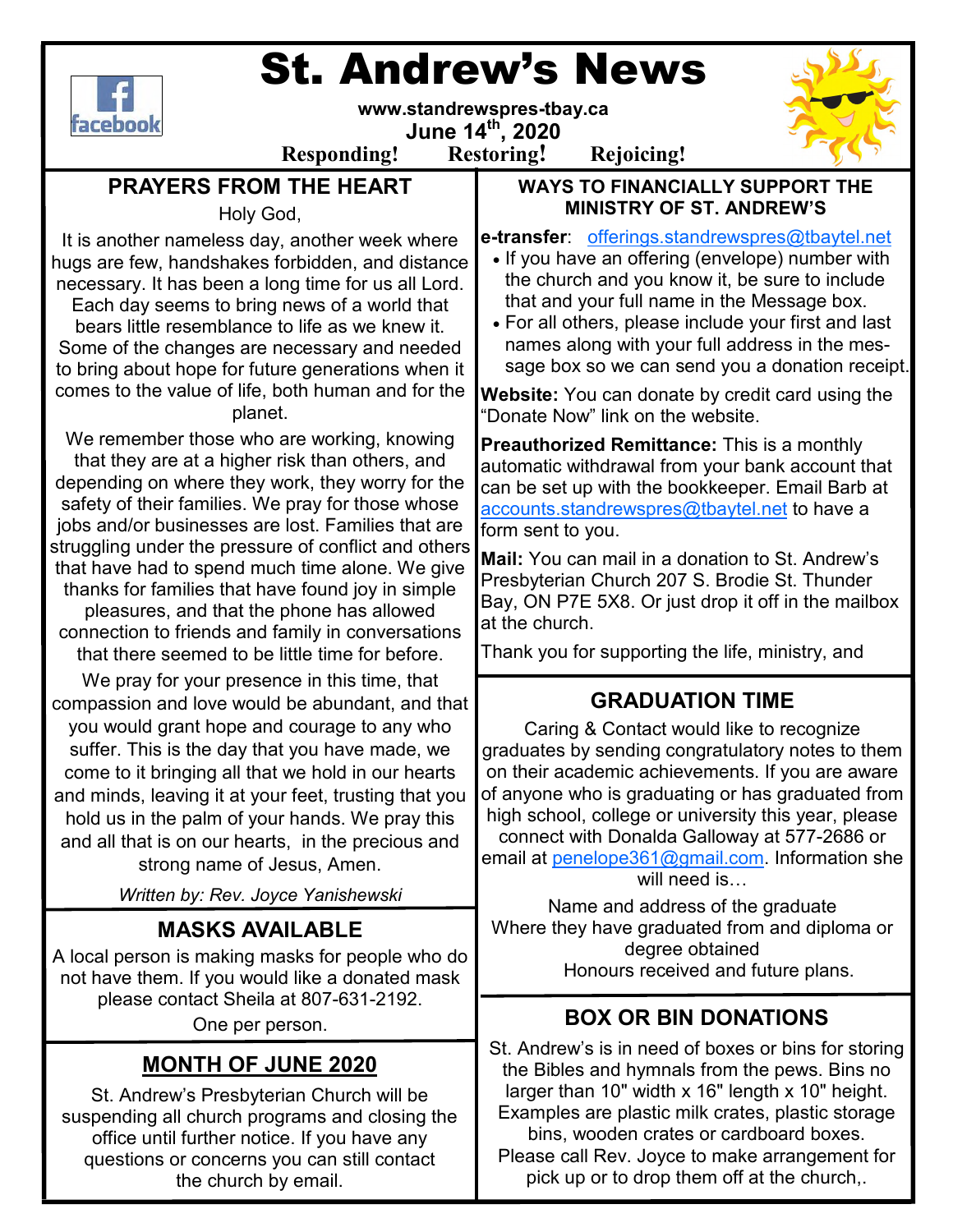# St. Andrew's News

**www.standrewspres-tbay.ca**

**June 14th, 2020**

**Responding! Restoring! Rejoicing!**

## PRAYERS FROM THE HEART

Holy God,

It is another nameless day, another week where hugs are few, handshakes forbidden, and distance necessary. It has been a long time for us all Lord. Each day seems to bring news of a world that bears little resemblance to life as we knew it. Some of the changes are necessary and needed to bring about hope for future generations when it comes to the value of life, both human and for the planet.

We remember those who are working, knowing that they are at a higher risk than others, and depending on where they work, they worry for the safety of their families. We pray for those whose jobs and/or businesses are lost. Families that are struggling under the pressure of conflict and others that have had to spend much time alone. We give thanks for families that have found joy in simple pleasures, and that the phone has allowed connection to friends and family in conversations that there seemed to be little time for before.

We pray for your presence in this time, that compassion and love would be abundant, and that you would grant hope and courage to any who suffer. This is the day that you have made, we come to it bringing all that we hold in our hearts and minds, leaving it at your feet, trusting that you hold us in the palm of your hands. We pray this and all that is on our hearts, in the precious and strong name of Jesus, Amen.

*Written by: Rev. Joyce Yanishewski*

## MASKS AVAILABLE

A local person is making masks for people who do not have them. If you would like a donated mask please contact Sheila at 807-631-2192.

One per person.

## MONTH OF JUNE 2020

St. Andrew's Presbyterian Church will be suspending all church programs and closing the office until further notice. If you have any questions or concerns you can still contact the church by email.

## WAYS TO FINANCIALLY SUPPORT THE MINISTRY OF ST. ANDREW'S

**e-transfer**: offerings.standrewspres@tbaytel.net

- If you have an offering (envelope) number with the church and you know it, be sure to include that and your full name in the Message box.
- For all others, please include your first and last names along with your full address in the message box so we can send you a donation receipt.

**Website:** You can donate by credit card using the "Donate Now" link on the website.

**Preauthorized Remittance:** This is a monthly automatic withdrawal from your bank account that can be set up with the bookkeeper. Email Barb at accounts.standrewspres@tbaytel.net to have a form sent to you.

**Mail:** You can mail in a donation to St. Andrew's Presbyterian Church 207 S. Brodie St. Thunder Bay, ON P7E 5X8. Or just drop it off in the mailbox at the church.

Thank you for supporting the life, ministry, and

## GRADUATION TIME

Caring & Contact would like to recognize graduates by sending congratulatory notes to them on their academic achievements. If you are aware of anyone who is graduating or has graduated from high school, college or university this year, please connect with Donalda Galloway at 577-2686 or email at penelope361@gmail.com. Information she will need is…

Name and address of the graduate
Where they have graduated from and diploma or degree obtained
Honours received and future plans.

## BOX OR BIN DONATIONS

St. Andrew's is in need of boxes or bins for storing the Bibles and hymnals from the pews. Bins no larger than 10" width x 16" length x 10" height. Examples are plastic milk crates, plastic storage bins, wooden crates or cardboard boxes. Please call Rev. Joyce to make arrangement for pick up or to drop them off at the church,.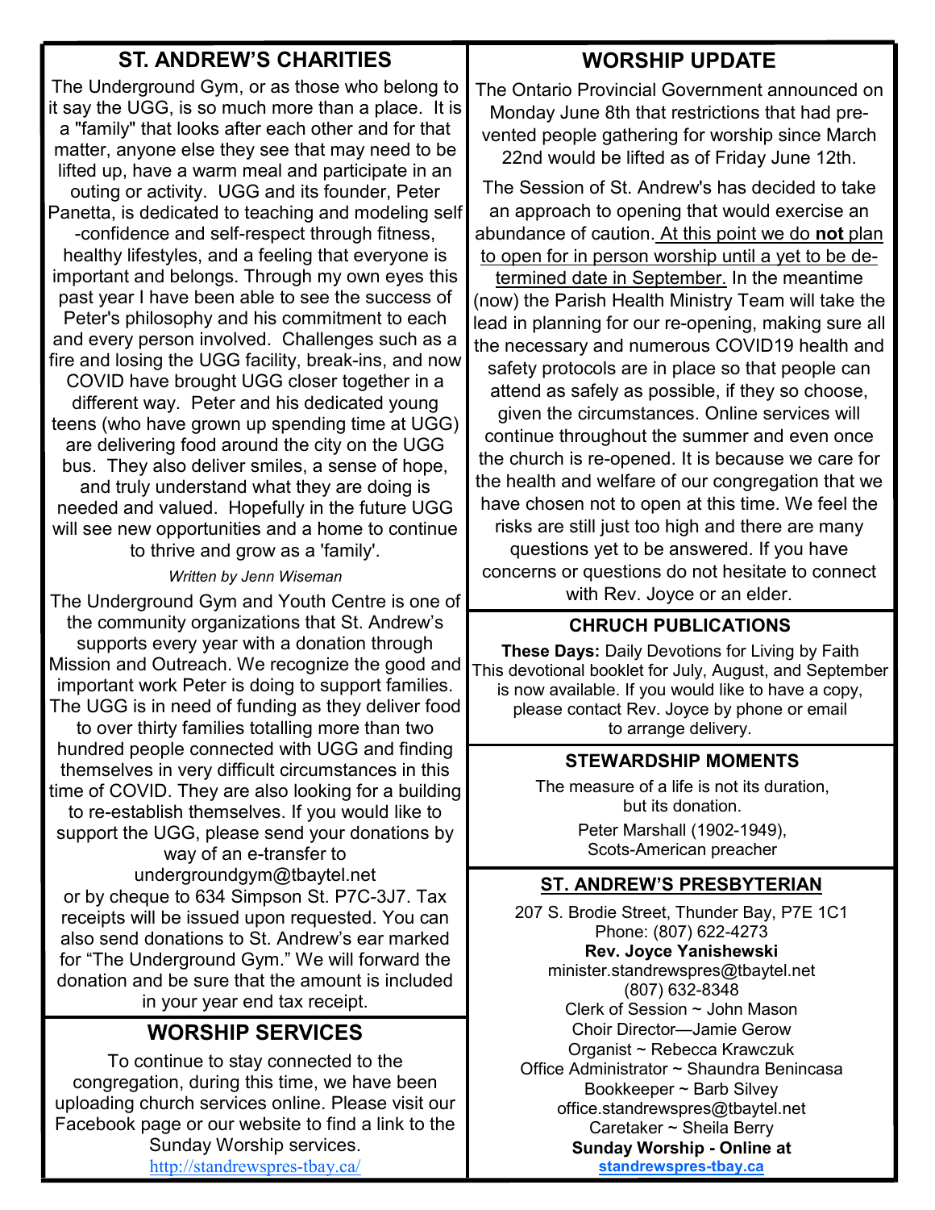## ST. ANDREW'S CHARITIES

The Underground Gym, or as those who belong to it say the UGG, is so much more than a place. It is a "family" that looks after each other and for that matter, anyone else they see that may need to be lifted up, have a warm meal and participate in an outing or activity. UGG and its founder, Peter Panetta, is dedicated to teaching and modeling self-confidence and self-respect through fitness, healthy lifestyles, and a feeling that everyone is important and belongs. Through my own eyes this past year I have been able to see the success of Peter's philosophy and his commitment to each and every person involved. Challenges such as a fire and losing the UGG facility, break-ins, and now COVID have brought UGG closer together in a different way. Peter and his dedicated young teens (who have grown up spending time at UGG) are delivering food around the city on the UGG bus. They also deliver smiles, a sense of hope, and truly understand what they are doing is needed and valued. Hopefully in the future UGG will see new opportunities and a home to continue to thrive and grow as a 'family'.

*Written by Jenn Wiseman*

The Underground Gym and Youth Centre is one of the community organizations that St. Andrew's supports every year with a donation through Mission and Outreach. We recognize the good and important work Peter is doing to support families. The UGG is in need of funding as they deliver food to over thirty families totalling more than two hundred people connected with UGG and finding themselves in very difficult circumstances in this time of COVID. They are also looking for a building to re-establish themselves. If you would like to support the UGG, please send your donations by way of an e-transfer to undergroundgym@tbaytel.net or by cheque to 634 Simpson St. P7C-3J7. Tax receipts will be issued upon requested. You can also send donations to St. Andrew's ear marked for "The Underground Gym." We will forward the donation and be sure that the amount is included in your year end tax receipt.

## WORSHIP SERVICES

To continue to stay connected to the congregation, during this time, we have been uploading church services online. Please visit our Facebook page or our website to find a link to the Sunday Worship services.
http://standrewspres-tbay.ca/

## WORSHIP UPDATE

The Ontario Provincial Government announced on Monday June 8th that restrictions that had prevented people gathering for worship since March 22nd would be lifted as of Friday June 12th.

The Session of St. Andrew's has decided to take an approach to opening that would exercise an abundance of caution. At this point we do **not** plan to open for in person worship until a yet to be determined date in September. In the meantime (now) the Parish Health Ministry Team will take the lead in planning for our re-opening, making sure all the necessary and numerous COVID19 health and safety protocols are in place so that people can attend as safely as possible, if they so choose, given the circumstances. Online services will continue throughout the summer and even once the church is re-opened. It is because we care for the health and welfare of our congregation that we have chosen not to open at this time. We feel the risks are still just too high and there are many questions yet to be answered. If you have concerns or questions do not hesitate to connect with Rev. Joyce or an elder.

### CHRUCH PUBLICATIONS

**These Days:** Daily Devotions for Living by Faith
This devotional booklet for July, August, and September is now available. If you would like to have a copy, please contact Rev. Joyce by phone or email to arrange delivery.

### STEWARDSHIP MOMENTS

The measure of a life is not its duration, but its donation.

Peter Marshall (1902-1949), Scots-American preacher

### ST. ANDREW'S PRESBYTERIAN

207 S. Brodie Street, Thunder Bay, P7E 1C1
Phone: (807) 622-4273
**Rev. Joyce Yanishewski**
minister.standrewspres@tbaytel.net
(807) 632-8348
Clerk of Session ~ John Mason
Choir Director—Jamie Gerow
Organist ~ Rebecca Krawczuk
Office Administrator ~ Shaundra Benincasa
Bookkeeper ~ Barb Silvey
office.standrewspres@tbaytel.net
Caretaker ~ Sheila Berry
**Sunday Worship - Online at**
**standrewspres-tbay.ca**